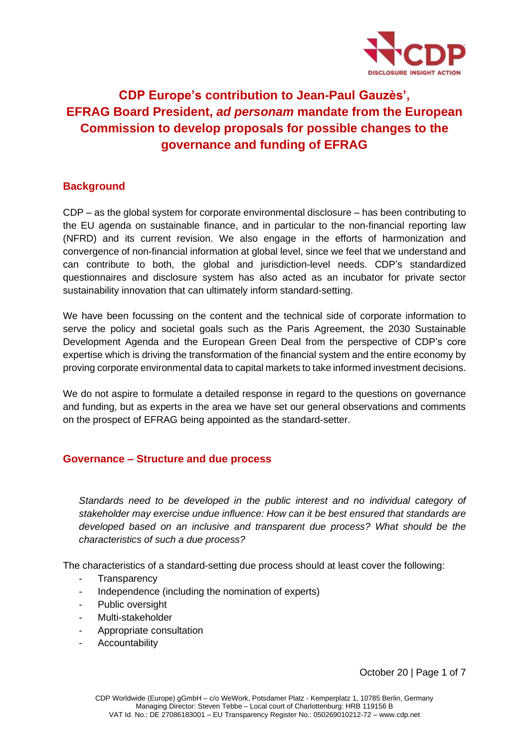# CDP Europe's contribution to Jean-Paul Gauzès', EFRAG Board President, *ad personam* mandate from the European Commission to develop proposals for possible changes to the governance and funding of EFRAG

## Background

CDP – as the global system for corporate environmental disclosure – has been contributing to the EU agenda on sustainable finance, and in particular to the non-financial reporting law (NFRD) and its current revision. We also engage in the efforts of harmonization and convergence of non-financial information at global level, since we feel that we understand and can contribute to both, the global and jurisdiction-level needs. CDP's standardized questionnaires and disclosure system has also acted as an incubator for private sector sustainability innovation that can ultimately inform standard-setting.

We have been focussing on the content and the technical side of corporate information to serve the policy and societal goals such as the Paris Agreement, the 2030 Sustainable Development Agenda and the European Green Deal from the perspective of CDP's core expertise which is driving the transformation of the financial system and the entire economy by proving corporate environmental data to capital markets to take informed investment decisions.

We do not aspire to formulate a detailed response in regard to the questions on governance and funding, but as experts in the area we have set our general observations and comments on the prospect of EFRAG being appointed as the standard-setter.

## Governance – Structure and due process

*Standards need to be developed in the public interest and no individual category of stakeholder may exercise undue influence: How can it be best ensured that standards are developed based on an inclusive and transparent due process? What should be the characteristics of such a due process?*

The characteristics of a standard-setting due process should at least cover the following:

- Transparency
- Independence (including the nomination of experts)
- Public oversight
- Multi-stakeholder
- Appropriate consultation
- Accountability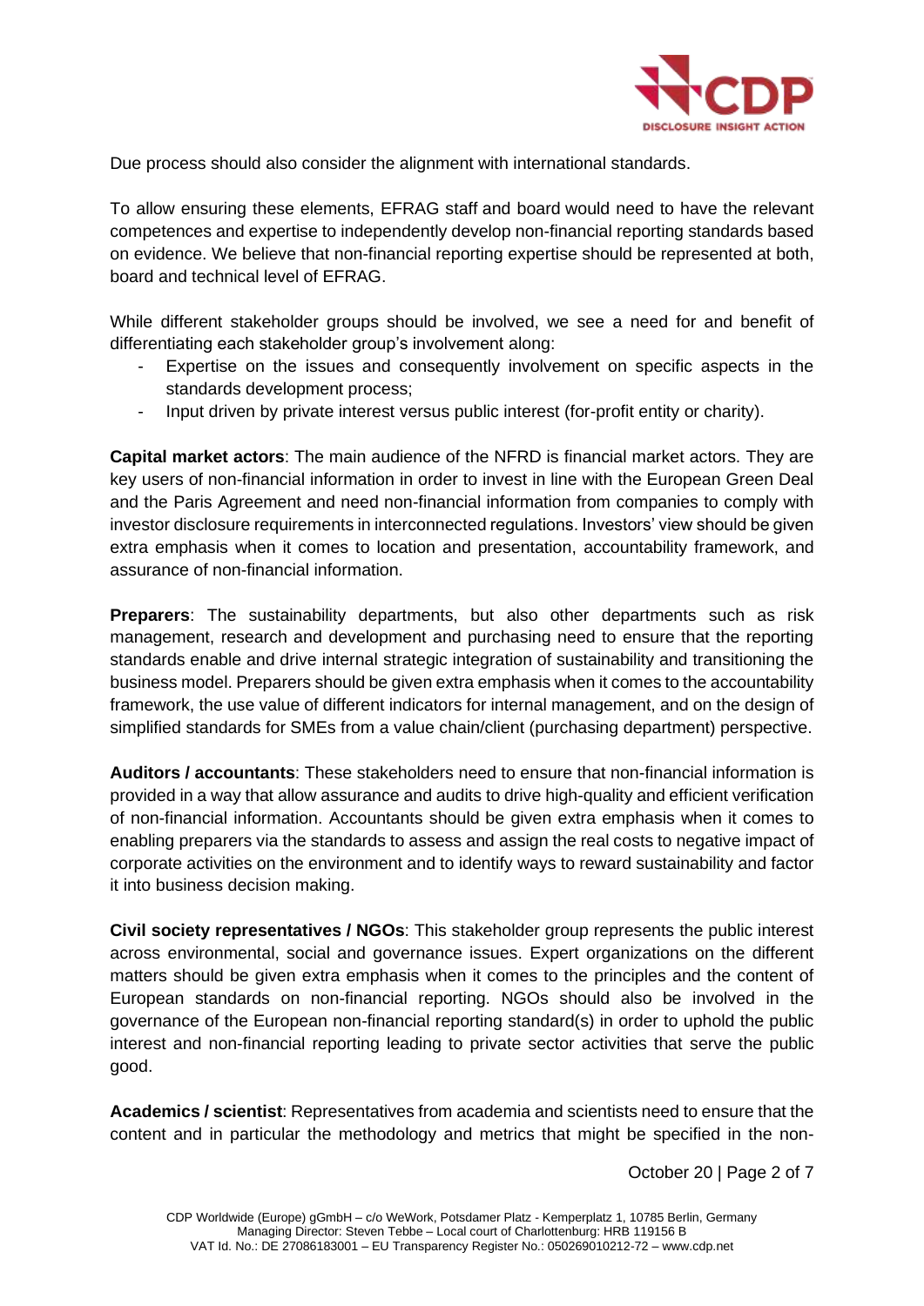Due process should also consider the alignment with international standards.

To allow ensuring these elements, EFRAG staff and board would need to have the relevant competences and expertise to independently develop non-financial reporting standards based on evidence. We believe that non-financial reporting expertise should be represented at both, board and technical level of EFRAG.

While different stakeholder groups should be involved, we see a need for and benefit of differentiating each stakeholder group's involvement along:

- Expertise on the issues and consequently involvement on specific aspects in the standards development process;
- Input driven by private interest versus public interest (for-profit entity or charity).

**Capital market actors**: The main audience of the NFRD is financial market actors. They are key users of non-financial information in order to invest in line with the European Green Deal and the Paris Agreement and need non-financial information from companies to comply with investor disclosure requirements in interconnected regulations. Investors' view should be given extra emphasis when it comes to location and presentation, accountability framework, and assurance of non-financial information.

**Preparers**: The sustainability departments, but also other departments such as risk management, research and development and purchasing need to ensure that the reporting standards enable and drive internal strategic integration of sustainability and transitioning the business model. Preparers should be given extra emphasis when it comes to the accountability framework, the use value of different indicators for internal management, and on the design of simplified standards for SMEs from a value chain/client (purchasing department) perspective.

**Auditors / accountants**: These stakeholders need to ensure that non-financial information is provided in a way that allow assurance and audits to drive high-quality and efficient verification of non-financial information. Accountants should be given extra emphasis when it comes to enabling preparers via the standards to assess and assign the real costs to negative impact of corporate activities on the environment and to identify ways to reward sustainability and factor it into business decision making.

**Civil society representatives / NGOs**: This stakeholder group represents the public interest across environmental, social and governance issues. Expert organizations on the different matters should be given extra emphasis when it comes to the principles and the content of European standards on non-financial reporting. NGOs should also be involved in the governance of the European non-financial reporting standard(s) in order to uphold the public interest and non-financial reporting leading to private sector activities that serve the public good.

**Academics / scientist**: Representatives from academia and scientists need to ensure that the content and in particular the methodology and metrics that might be specified in the non-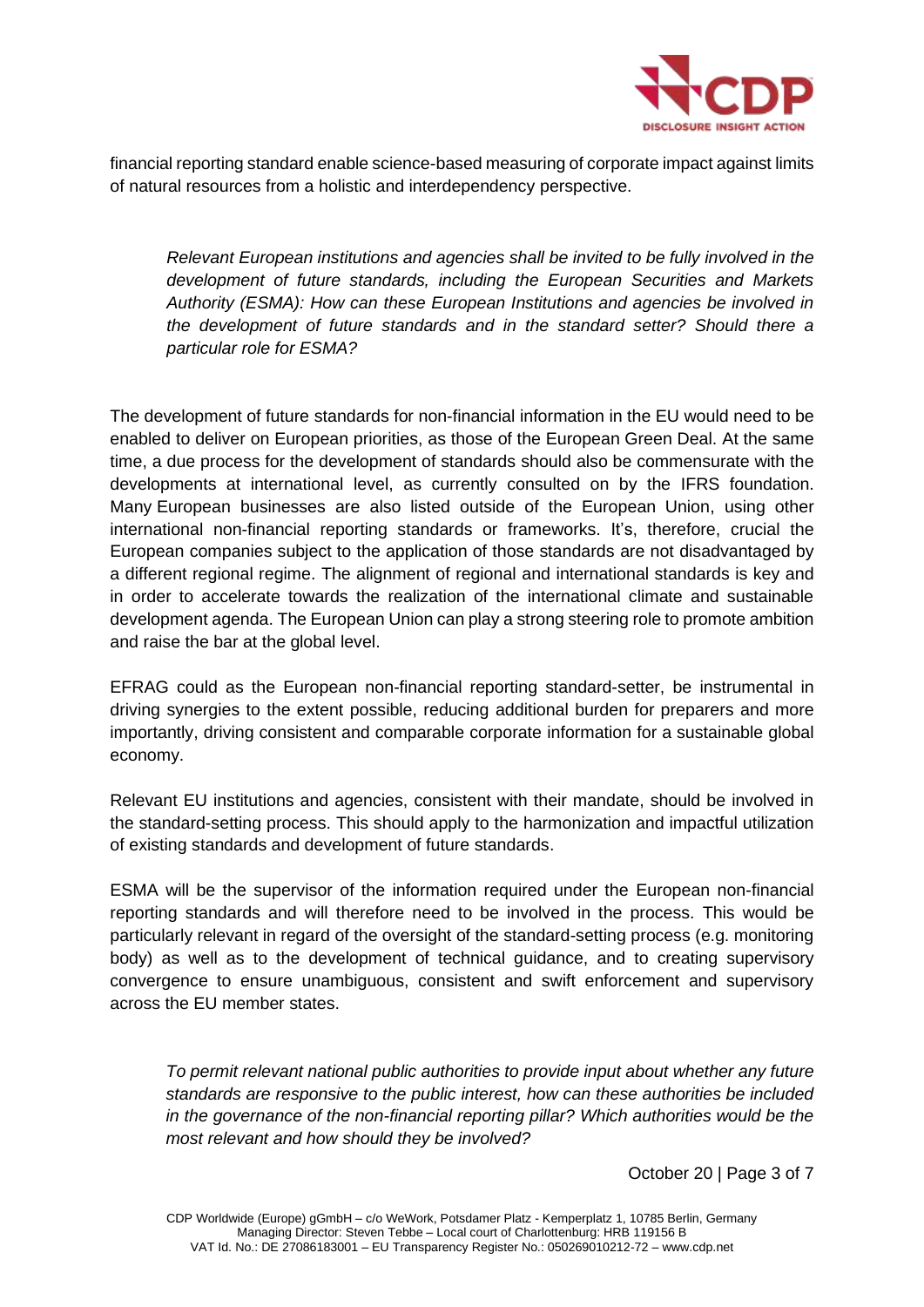financial reporting standard enable science-based measuring of corporate impact against limits of natural resources from a holistic and interdependency perspective.

*Relevant European institutions and agencies shall be invited to be fully involved in the development of future standards, including the European Securities and Markets Authority (ESMA): How can these European Institutions and agencies be involved in the development of future standards and in the standard setter? Should there a particular role for ESMA?*

The development of future standards for non-financial information in the EU would need to be enabled to deliver on European priorities, as those of the European Green Deal. At the same time, a due process for the development of standards should also be commensurate with the developments at international level, as currently consulted on by the IFRS foundation. Many European businesses are also listed outside of the European Union, using other international non-financial reporting standards or frameworks. It's, therefore, crucial the European companies subject to the application of those standards are not disadvantaged by a different regional regime. The alignment of regional and international standards is key and in order to accelerate towards the realization of the international climate and sustainable development agenda. The European Union can play a strong steering role to promote ambition and raise the bar at the global level.

EFRAG could as the European non-financial reporting standard-setter, be instrumental in driving synergies to the extent possible, reducing additional burden for preparers and more importantly, driving consistent and comparable corporate information for a sustainable global economy.

Relevant EU institutions and agencies, consistent with their mandate, should be involved in the standard-setting process. This should apply to the harmonization and impactful utilization of existing standards and development of future standards.

ESMA will be the supervisor of the information required under the European non-financial reporting standards and will therefore need to be involved in the process. This would be particularly relevant in regard of the oversight of the standard-setting process (e.g. monitoring body) as well as to the development of technical guidance, and to creating supervisory convergence to ensure unambiguous, consistent and swift enforcement and supervisory across the EU member states.

*To permit relevant national public authorities to provide input about whether any future standards are responsive to the public interest, how can these authorities be included in the governance of the non-financial reporting pillar? Which authorities would be the most relevant and how should they be involved?*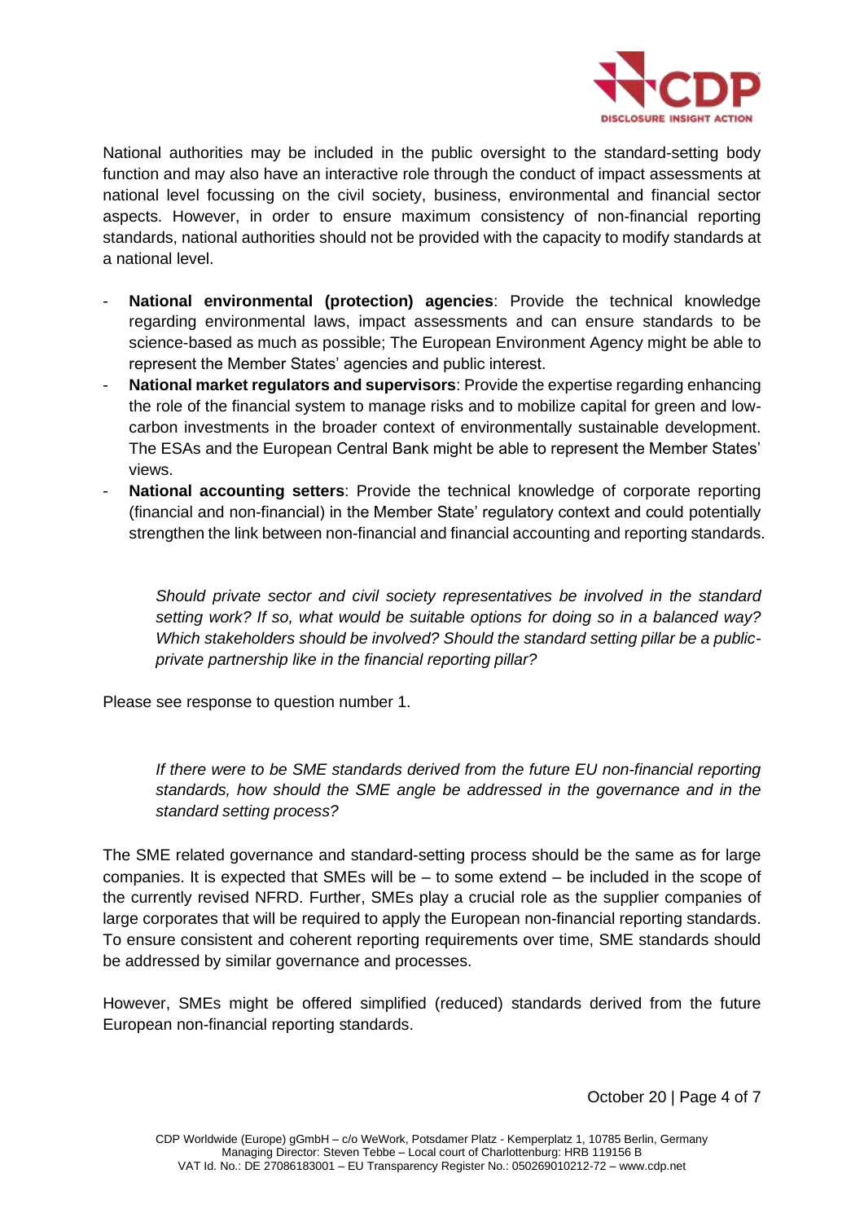National authorities may be included in the public oversight to the standard-setting body function and may also have an interactive role through the conduct of impact assessments at national level focussing on the civil society, business, environmental and financial sector aspects. However, in order to ensure maximum consistency of non-financial reporting standards, national authorities should not be provided with the capacity to modify standards at a national level.

- **National environmental (protection) agencies**: Provide the technical knowledge regarding environmental laws, impact assessments and can ensure standards to be science-based as much as possible; The European Environment Agency might be able to represent the Member States' agencies and public interest.
- **National market regulators and supervisors**: Provide the expertise regarding enhancing the role of the financial system to manage risks and to mobilize capital for green and low-carbon investments in the broader context of environmentally sustainable development. The ESAs and the European Central Bank might be able to represent the Member States' views.
- **National accounting setters**: Provide the technical knowledge of corporate reporting (financial and non-financial) in the Member State' regulatory context and could potentially strengthen the link between non-financial and financial accounting and reporting standards.

*Should private sector and civil society representatives be involved in the standard setting work? If so, what would be suitable options for doing so in a balanced way? Which stakeholders should be involved? Should the standard setting pillar be a public-private partnership like in the financial reporting pillar?*

Please see response to question number 1.

*If there were to be SME standards derived from the future EU non-financial reporting standards, how should the SME angle be addressed in the governance and in the standard setting process?*

The SME related governance and standard-setting process should be the same as for large companies. It is expected that SMEs will be – to some extend – be included in the scope of the currently revised NFRD. Further, SMEs play a crucial role as the supplier companies of large corporates that will be required to apply the European non-financial reporting standards. To ensure consistent and coherent reporting requirements over time, SME standards should be addressed by similar governance and processes.

However, SMEs might be offered simplified (reduced) standards derived from the future European non-financial reporting standards.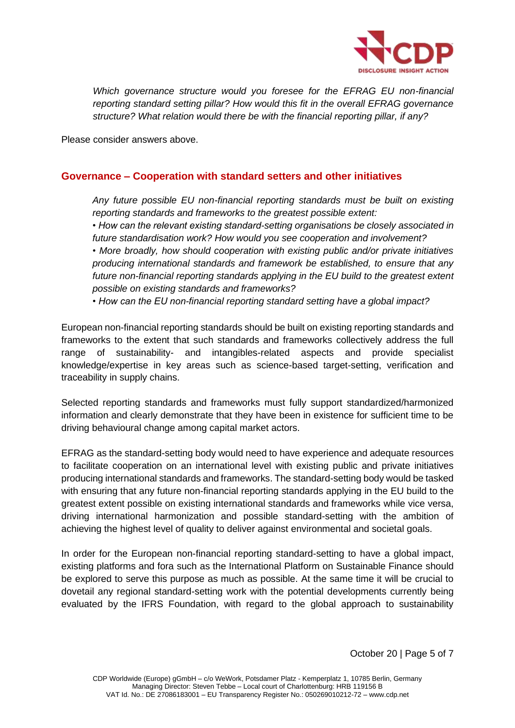*Which governance structure would you foresee for the EFRAG EU non-financial reporting standard setting pillar? How would this fit in the overall EFRAG governance structure? What relation would there be with the financial reporting pillar, if any?*

Please consider answers above.

## Governance – Cooperation with standard setters and other initiatives

*Any future possible EU non-financial reporting standards must be built on existing reporting standards and frameworks to the greatest possible extent:*

*• How can the relevant existing standard-setting organisations be closely associated in future standardisation work? How would you see cooperation and involvement?*

*• More broadly, how should cooperation with existing public and/or private initiatives producing international standards and framework be established, to ensure that any future non-financial reporting standards applying in the EU build to the greatest extent possible on existing standards and frameworks?*

*• How can the EU non-financial reporting standard setting have a global impact?*

European non-financial reporting standards should be built on existing reporting standards and frameworks to the extent that such standards and frameworks collectively address the full range of sustainability- and intangibles-related aspects and provide specialist knowledge/expertise in key areas such as science-based target-setting, verification and traceability in supply chains.

Selected reporting standards and frameworks must fully support standardized/harmonized information and clearly demonstrate that they have been in existence for sufficient time to be driving behavioural change among capital market actors.

EFRAG as the standard-setting body would need to have experience and adequate resources to facilitate cooperation on an international level with existing public and private initiatives producing international standards and frameworks. The standard-setting body would be tasked with ensuring that any future non-financial reporting standards applying in the EU build to the greatest extent possible on existing international standards and frameworks while vice versa, driving international harmonization and possible standard-setting with the ambition of achieving the highest level of quality to deliver against environmental and societal goals.

In order for the European non-financial reporting standard-setting to have a global impact, existing platforms and fora such as the International Platform on Sustainable Finance should be explored to serve this purpose as much as possible. At the same time it will be crucial to dovetail any regional standard-setting work with the potential developments currently being evaluated by the IFRS Foundation, with regard to the global approach to sustainability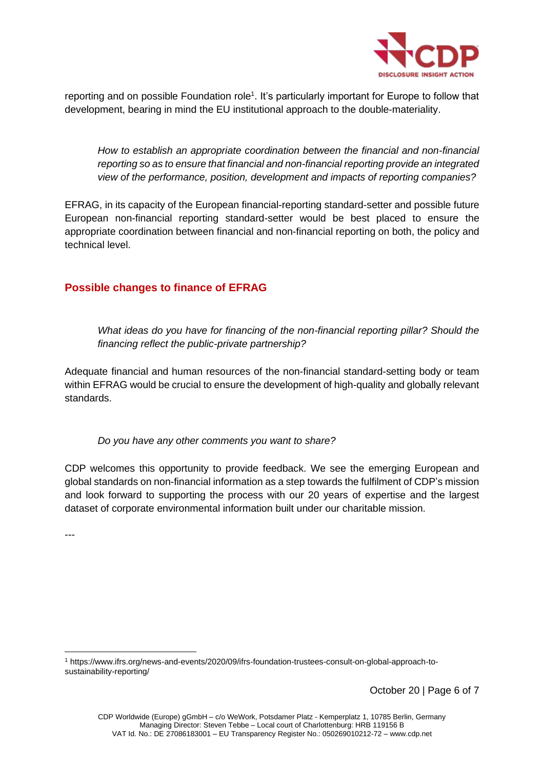reporting and on possible Foundation role[1]. It's particularly important for Europe to follow that development, bearing in mind the EU institutional approach to the double-materiality.

*How to establish an appropriate coordination between the financial and non-financial reporting so as to ensure that financial and non-financial reporting provide an integrated view of the performance, position, development and impacts of reporting companies?*

EFRAG, in its capacity of the European financial-reporting standard-setter and possible future European non-financial reporting standard-setter would be best placed to ensure the appropriate coordination between financial and non-financial reporting on both, the policy and technical level.

## Possible changes to finance of EFRAG

*What ideas do you have for financing of the non-financial reporting pillar? Should the financing reflect the public-private partnership?*

Adequate financial and human resources of the non-financial standard-setting body or team within EFRAG would be crucial to ensure the development of high-quality and globally relevant standards.

*Do you have any other comments you want to share?*

CDP welcomes this opportunity to provide feedback. We see the emerging European and global standards on non-financial information as a step towards the fulfilment of CDP's mission and look forward to supporting the process with our 20 years of expertise and the largest dataset of corporate environmental information built under our charitable mission.

---

[1] https://www.ifrs.org/news-and-events/2020/09/ifrs-foundation-trustees-consult-on-global-approach-to-sustainability-reporting/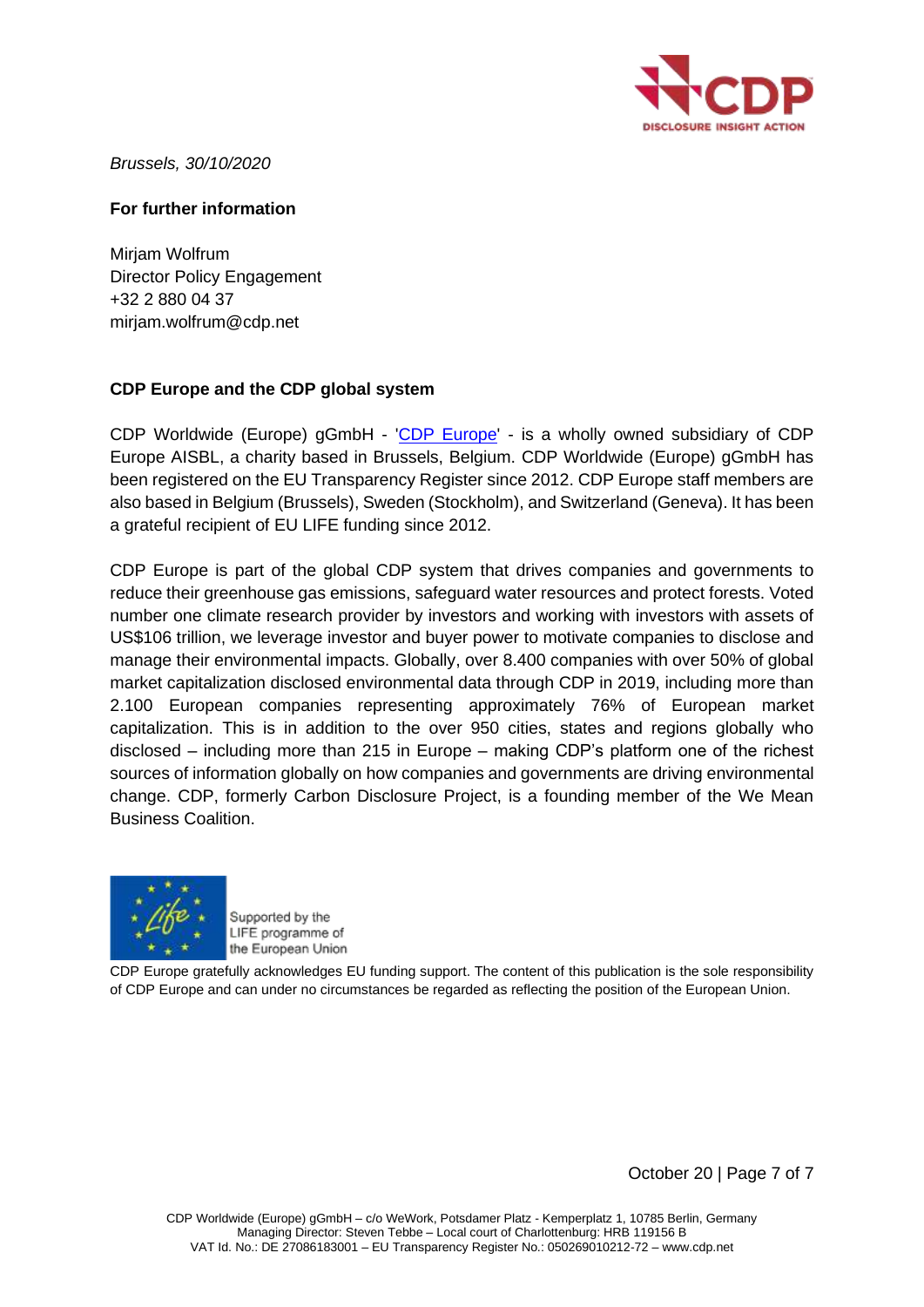*Brussels, 30/10/2020*

**For further information**

Mirjam Wolfrum
Director Policy Engagement
+32 2 880 04 37
mirjam.wolfrum@cdp.net

**CDP Europe and the CDP global system**

CDP Worldwide (Europe) gGmbH - 'CDP Europe' - is a wholly owned subsidiary of CDP Europe AISBL, a charity based in Brussels, Belgium. CDP Worldwide (Europe) gGmbH has been registered on the EU Transparency Register since 2012. CDP Europe staff members are also based in Belgium (Brussels), Sweden (Stockholm), and Switzerland (Geneva). It has been a grateful recipient of EU LIFE funding since 2012.

CDP Europe is part of the global CDP system that drives companies and governments to reduce their greenhouse gas emissions, safeguard water resources and protect forests. Voted number one climate research provider by investors and working with investors with assets of US$106 trillion, we leverage investor and buyer power to motivate companies to disclose and manage their environmental impacts. Globally, over 8.400 companies with over 50% of global market capitalization disclosed environmental data through CDP in 2019, including more than 2.100 European companies representing approximately 76% of European market capitalization. This is in addition to the over 950 cities, states and regions globally who disclosed – including more than 215 in Europe – making CDP's platform one of the richest sources of information globally on how companies and governments are driving environmental change. CDP, formerly Carbon Disclosure Project, is a founding member of the We Mean Business Coalition.

Supported by the LIFE programme of the European Union

CDP Europe gratefully acknowledges EU funding support. The content of this publication is the sole responsibility of CDP Europe and can under no circumstances be regarded as reflecting the position of the European Union.

CDP Worldwide (Europe) gGmbH – c/o WeWork, Potsdamer Platz - Kemperplatz 1, 10785 Berlin, Germany
Managing Director: Steven Tebbe – Local court of Charlottenburg: HRB 119156 B
VAT Id. No.: DE 27086183001 – EU Transparency Register No.: 050269010212-72 – www.cdp.net